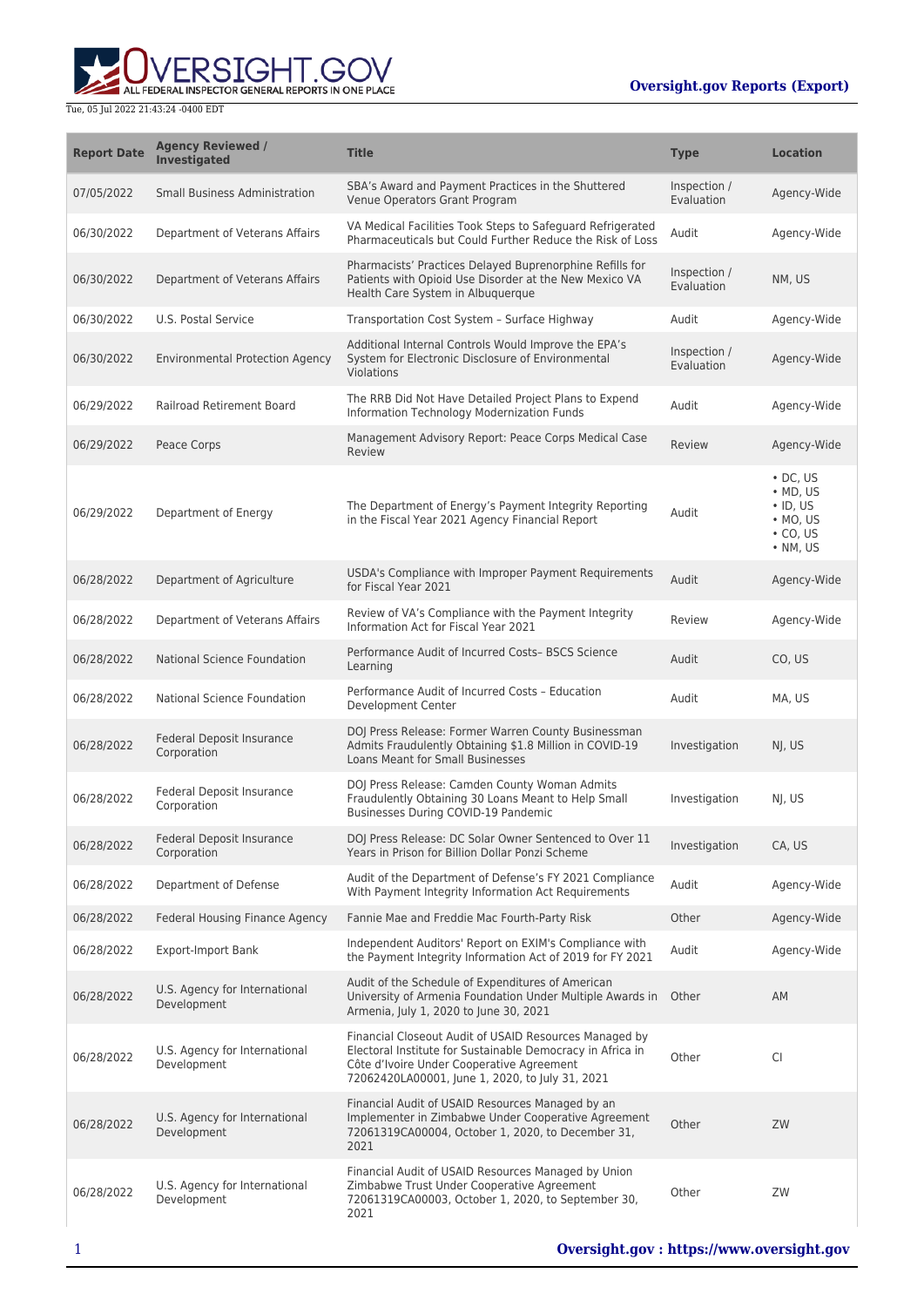Tue, 05 Jul 2022 21:43:24 -0400 EDT

**Oversight.gov Reports (Export)**

| Report Date | Agency Reviewed / Investigated | Title | Type | Location |
|---|---|---|---|---|
| 07/05/2022 | Small Business Administration | SBA's Award and Payment Practices in the Shuttered Venue Operators Grant Program | Inspection / Evaluation | Agency-Wide |
| 06/30/2022 | Department of Veterans Affairs | VA Medical Facilities Took Steps to Safeguard Refrigerated Pharmaceuticals but Could Further Reduce the Risk of Loss | Audit | Agency-Wide |
| 06/30/2022 | Department of Veterans Affairs | Pharmacists' Practices Delayed Buprenorphine Refills for Patients with Opioid Use Disorder at the New Mexico VA Health Care System in Albuquerque | Inspection / Evaluation | NM, US |
| 06/30/2022 | U.S. Postal Service | Transportation Cost System – Surface Highway | Audit | Agency-Wide |
| 06/30/2022 | Environmental Protection Agency | Additional Internal Controls Would Improve the EPA's System for Electronic Disclosure of Environmental Violations | Inspection / Evaluation | Agency-Wide |
| 06/29/2022 | Railroad Retirement Board | The RRB Did Not Have Detailed Project Plans to Expend Information Technology Modernization Funds | Audit | Agency-Wide |
| 06/29/2022 | Peace Corps | Management Advisory Report: Peace Corps Medical Case Review | Review | Agency-Wide |
| 06/29/2022 | Department of Energy | The Department of Energy's Payment Integrity Reporting in the Fiscal Year 2021 Agency Financial Report | Audit | • DC, US • MD, US • ID, US • MO, US • CO, US • NM, US |
| 06/28/2022 | Department of Agriculture | USDA's Compliance with Improper Payment Requirements for Fiscal Year 2021 | Audit | Agency-Wide |
| 06/28/2022 | Department of Veterans Affairs | Review of VA's Compliance with the Payment Integrity Information Act for Fiscal Year 2021 | Review | Agency-Wide |
| 06/28/2022 | National Science Foundation | Performance Audit of Incurred Costs– BSCS Science Learning | Audit | CO, US |
| 06/28/2022 | National Science Foundation | Performance Audit of Incurred Costs – Education Development Center | Audit | MA, US |
| 06/28/2022 | Federal Deposit Insurance Corporation | DOJ Press Release: Former Warren County Businessman Admits Fraudulently Obtaining $1.8 Million in COVID-19 Loans Meant for Small Businesses | Investigation | NJ, US |
| 06/28/2022 | Federal Deposit Insurance Corporation | DOJ Press Release: Camden County Woman Admits Fraudulently Obtaining 30 Loans Meant to Help Small Businesses During COVID-19 Pandemic | Investigation | NJ, US |
| 06/28/2022 | Federal Deposit Insurance Corporation | DOJ Press Release: DC Solar Owner Sentenced to Over 11 Years in Prison for Billion Dollar Ponzi Scheme | Investigation | CA, US |
| 06/28/2022 | Department of Defense | Audit of the Department of Defense's FY 2021 Compliance With Payment Integrity Information Act Requirements | Audit | Agency-Wide |
| 06/28/2022 | Federal Housing Finance Agency | Fannie Mae and Freddie Mac Fourth-Party Risk | Other | Agency-Wide |
| 06/28/2022 | Export-Import Bank | Independent Auditors' Report on EXIM's Compliance with the Payment Integrity Information Act of 2019 for FY 2021 | Audit | Agency-Wide |
| 06/28/2022 | U.S. Agency for International Development | Audit of the Schedule of Expenditures of American University of Armenia Foundation Under Multiple Awards in Armenia, July 1, 2020 to June 30, 2021 | Other | AM |
| 06/28/2022 | U.S. Agency for International Development | Financial Closeout Audit of USAID Resources Managed by Electoral Institute for Sustainable Democracy in Africa in Côte d'Ivoire Under Cooperative Agreement 72062420LA00001, June 1, 2020, to July 31, 2021 | Other | CI |
| 06/28/2022 | U.S. Agency for International Development | Financial Audit of USAID Resources Managed by an Implementer in Zimbabwe Under Cooperative Agreement 72061319CA00004, October 1, 2020, to December 31, 2021 | Other | ZW |
| 06/28/2022 | U.S. Agency for International Development | Financial Audit of USAID Resources Managed by Union Zimbabwe Trust Under Cooperative Agreement 72061319CA00003, October 1, 2020, to September 30, 2021 | Other | ZW |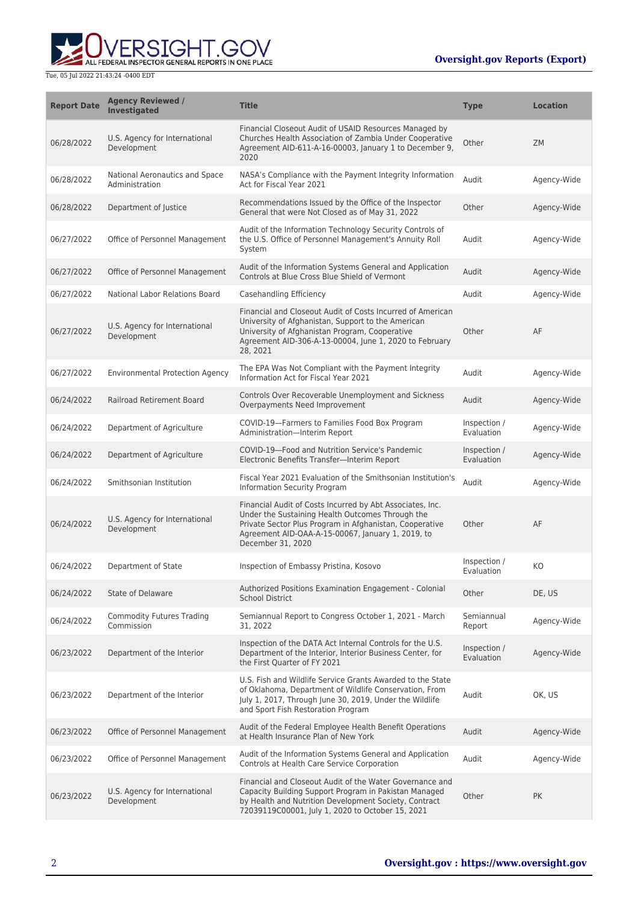| Report Date | Agency Reviewed / Investigated | Title | Type | Location |
| --- | --- | --- | --- | --- |
| 06/28/2022 | U.S. Agency for International Development | Financial Closeout Audit of USAID Resources Managed by Churches Health Association of Zambia Under Cooperative Agreement AID-611-A-16-00003, January 1 to December 9, 2020 | Other | ZM |
| 06/28/2022 | National Aeronautics and Space Administration | NASA's Compliance with the Payment Integrity Information Act for Fiscal Year 2021 | Audit | Agency-Wide |
| 06/28/2022 | Department of Justice | Recommendations Issued by the Office of the Inspector General that were Not Closed as of May 31, 2022 | Other | Agency-Wide |
| 06/27/2022 | Office of Personnel Management | Audit of the Information Technology Security Controls of the U.S. Office of Personnel Management's Annuity Roll System | Audit | Agency-Wide |
| 06/27/2022 | Office of Personnel Management | Audit of the Information Systems General and Application Controls at Blue Cross Blue Shield of Vermont | Audit | Agency-Wide |
| 06/27/2022 | National Labor Relations Board | Casehandling Efficiency | Audit | Agency-Wide |
| 06/27/2022 | U.S. Agency for International Development | Financial and Closeout Audit of Costs Incurred of American University of Afghanistan, Support to the American University of Afghanistan Program, Cooperative Agreement AID-306-A-13-00004, June 1, 2020 to February 28, 2021 | Other | AF |
| 06/27/2022 | Environmental Protection Agency | The EPA Was Not Compliant with the Payment Integrity Information Act for Fiscal Year 2021 | Audit | Agency-Wide |
| 06/24/2022 | Railroad Retirement Board | Controls Over Recoverable Unemployment and Sickness Overpayments Need Improvement | Audit | Agency-Wide |
| 06/24/2022 | Department of Agriculture | COVID-19—Farmers to Families Food Box Program Administration—Interim Report | Inspection / Evaluation | Agency-Wide |
| 06/24/2022 | Department of Agriculture | COVID-19—Food and Nutrition Service's Pandemic Electronic Benefits Transfer—Interim Report | Inspection / Evaluation | Agency-Wide |
| 06/24/2022 | Smithsonian Institution | Fiscal Year 2021 Evaluation of the Smithsonian Institution's Information Security Program | Audit | Agency-Wide |
| 06/24/2022 | U.S. Agency for International Development | Financial Audit of Costs Incurred by Abt Associates, Inc. Under the Sustaining Health Outcomes Through the Private Sector Plus Program in Afghanistan, Cooperative Agreement AID-OAA-A-15-00067, January 1, 2019, to December 31, 2020 | Other | AF |
| 06/24/2022 | Department of State | Inspection of Embassy Pristina, Kosovo | Inspection / Evaluation | KO |
| 06/24/2022 | State of Delaware | Authorized Positions Examination Engagement - Colonial School District | Other | DE, US |
| 06/24/2022 | Commodity Futures Trading Commission | Semiannual Report to Congress October 1, 2021 - March 31, 2022 | Semiannual Report | Agency-Wide |
| 06/23/2022 | Department of the Interior | Inspection of the DATA Act Internal Controls for the U.S. Department of the Interior, Interior Business Center, for the First Quarter of FY 2021 | Inspection / Evaluation | Agency-Wide |
| 06/23/2022 | Department of the Interior | U.S. Fish and Wildlife Service Grants Awarded to the State of Oklahoma, Department of Wildlife Conservation, From July 1, 2017, Through June 30, 2019, Under the Wildlife and Sport Fish Restoration Program | Audit | OK, US |
| 06/23/2022 | Office of Personnel Management | Audit of the Federal Employee Health Benefit Operations at Health Insurance Plan of New York | Audit | Agency-Wide |
| 06/23/2022 | Office of Personnel Management | Audit of the Information Systems General and Application Controls at Health Care Service Corporation | Audit | Agency-Wide |
| 06/23/2022 | U.S. Agency for International Development | Financial and Closeout Audit of the Water Governance and Capacity Building Support Program in Pakistan Managed by Health and Nutrition Development Society, Contract 72039119C00001, July 1, 2020 to October 15, 2021 | Other | PK |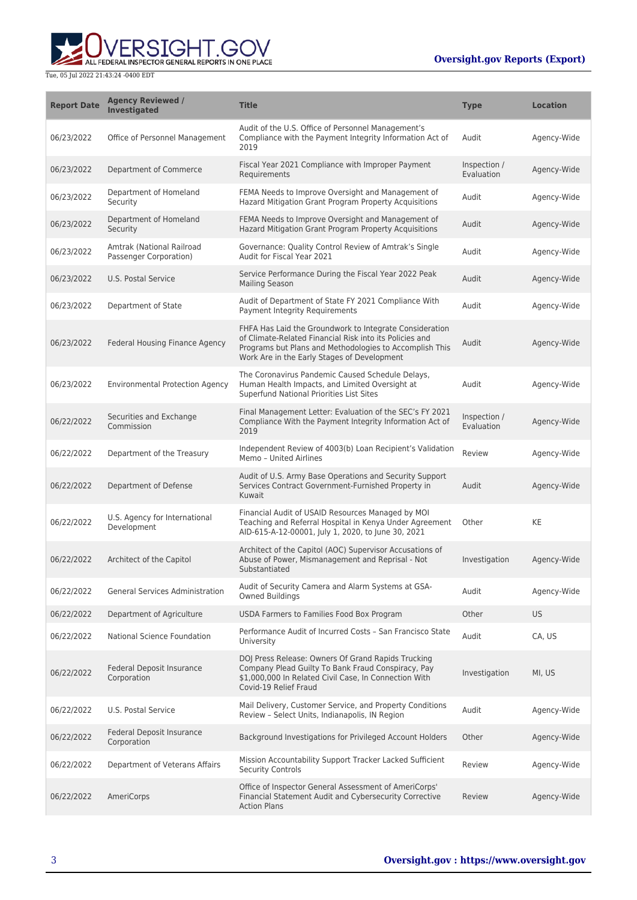| Report Date | Agency Reviewed / Investigated | Title | Type | Location |
| --- | --- | --- | --- | --- |
| 06/23/2022 | Office of Personnel Management | Audit of the U.S. Office of Personnel Management's Compliance with the Payment Integrity Information Act of 2019 | Audit | Agency-Wide |
| 06/23/2022 | Department of Commerce | Fiscal Year 2021 Compliance with Improper Payment Requirements | Inspection / Evaluation | Agency-Wide |
| 06/23/2022 | Department of Homeland Security | FEMA Needs to Improve Oversight and Management of Hazard Mitigation Grant Program Property Acquisitions | Audit | Agency-Wide |
| 06/23/2022 | Department of Homeland Security | FEMA Needs to Improve Oversight and Management of Hazard Mitigation Grant Program Property Acquisitions | Audit | Agency-Wide |
| 06/23/2022 | Amtrak (National Railroad Passenger Corporation) | Governance: Quality Control Review of Amtrak's Single Audit for Fiscal Year 2021 | Audit | Agency-Wide |
| 06/23/2022 | U.S. Postal Service | Service Performance During the Fiscal Year 2022 Peak Mailing Season | Audit | Agency-Wide |
| 06/23/2022 | Department of State | Audit of Department of State FY 2021 Compliance With Payment Integrity Requirements | Audit | Agency-Wide |
| 06/23/2022 | Federal Housing Finance Agency | FHFA Has Laid the Groundwork to Integrate Consideration of Climate-Related Financial Risk into its Policies and Programs but Plans and Methodologies to Accomplish This Work Are in the Early Stages of Development | Audit | Agency-Wide |
| 06/23/2022 | Environmental Protection Agency | The Coronavirus Pandemic Caused Schedule Delays, Human Health Impacts, and Limited Oversight at Superfund National Priorities List Sites | Audit | Agency-Wide |
| 06/22/2022 | Securities and Exchange Commission | Final Management Letter: Evaluation of the SEC's FY 2021 Compliance With the Payment Integrity Information Act of 2019 | Inspection / Evaluation | Agency-Wide |
| 06/22/2022 | Department of the Treasury | Independent Review of 4003(b) Loan Recipient's Validation Memo – United Airlines | Review | Agency-Wide |
| 06/22/2022 | Department of Defense | Audit of U.S. Army Base Operations and Security Support Services Contract Government-Furnished Property in Kuwait | Audit | Agency-Wide |
| 06/22/2022 | U.S. Agency for International Development | Financial Audit of USAID Resources Managed by MOI Teaching and Referral Hospital in Kenya Under Agreement AID-615-A-12-00001, July 1, 2020, to June 30, 2021 | Other | KE |
| 06/22/2022 | Architect of the Capitol | Architect of the Capitol (AOC) Supervisor Accusations of Abuse of Power, Mismanagement and Reprisal - Not Substantiated | Investigation | Agency-Wide |
| 06/22/2022 | General Services Administration | Audit of Security Camera and Alarm Systems at GSA-Owned Buildings | Audit | Agency-Wide |
| 06/22/2022 | Department of Agriculture | USDA Farmers to Families Food Box Program | Other | US |
| 06/22/2022 | National Science Foundation | Performance Audit of Incurred Costs – San Francisco State University | Audit | CA, US |
| 06/22/2022 | Federal Deposit Insurance Corporation | DOJ Press Release: Owners Of Grand Rapids Trucking Company Plead Guilty To Bank Fraud Conspiracy, Pay $1,000,000 In Related Civil Case, In Connection With Covid-19 Relief Fraud | Investigation | MI, US |
| 06/22/2022 | U.S. Postal Service | Mail Delivery, Customer Service, and Property Conditions Review – Select Units, Indianapolis, IN Region | Audit | Agency-Wide |
| 06/22/2022 | Federal Deposit Insurance Corporation | Background Investigations for Privileged Account Holders | Other | Agency-Wide |
| 06/22/2022 | Department of Veterans Affairs | Mission Accountability Support Tracker Lacked Sufficient Security Controls | Review | Agency-Wide |
| 06/22/2022 | AmeriCorps | Office of Inspector General Assessment of AmeriCorps' Financial Statement Audit and Cybersecurity Corrective Action Plans | Review | Agency-Wide |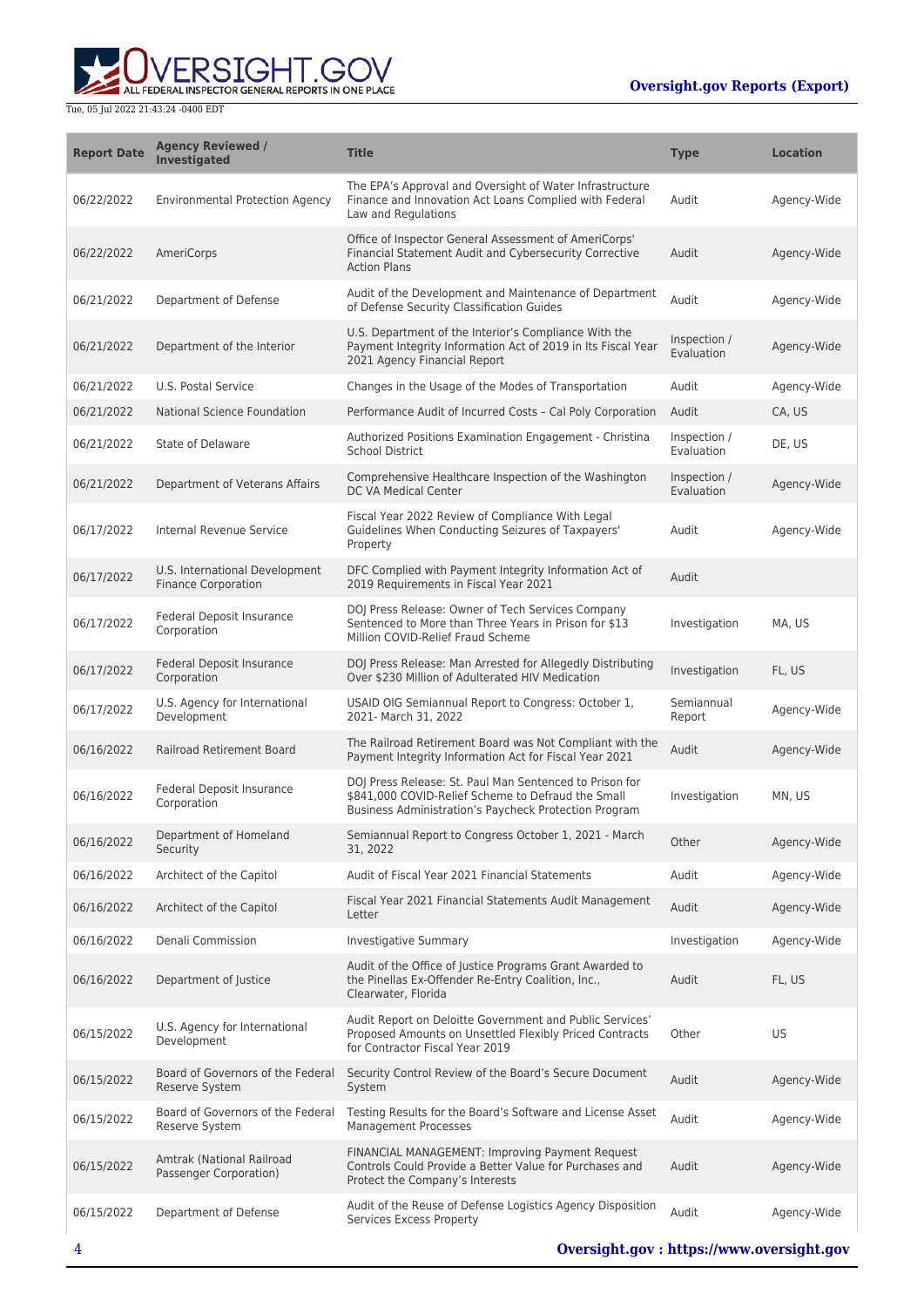| Report Date | Agency Reviewed / Investigated | Title | Type | Location |
|---|---|---|---|---|
| 06/22/2022 | Environmental Protection Agency | The EPA's Approval and Oversight of Water Infrastructure Finance and Innovation Act Loans Complied with Federal Law and Regulations | Audit | Agency-Wide |
| 06/22/2022 | AmeriCorps | Office of Inspector General Assessment of AmeriCorps' Financial Statement Audit and Cybersecurity Corrective Action Plans | Audit | Agency-Wide |
| 06/21/2022 | Department of Defense | Audit of the Development and Maintenance of Department of Defense Security Classification Guides | Audit | Agency-Wide |
| 06/21/2022 | Department of the Interior | U.S. Department of the Interior's Compliance With the Payment Integrity Information Act of 2019 in Its Fiscal Year 2021 Agency Financial Report | Inspection / Evaluation | Agency-Wide |
| 06/21/2022 | U.S. Postal Service | Changes in the Usage of the Modes of Transportation | Audit | Agency-Wide |
| 06/21/2022 | National Science Foundation | Performance Audit of Incurred Costs – Cal Poly Corporation | Audit | CA, US |
| 06/21/2022 | State of Delaware | Authorized Positions Examination Engagement - Christina School District | Inspection / Evaluation | DE, US |
| 06/21/2022 | Department of Veterans Affairs | Comprehensive Healthcare Inspection of the Washington DC VA Medical Center | Inspection / Evaluation | Agency-Wide |
| 06/17/2022 | Internal Revenue Service | Fiscal Year 2022 Review of Compliance With Legal Guidelines When Conducting Seizures of Taxpayers' Property | Audit | Agency-Wide |
| 06/17/2022 | U.S. International Development Finance Corporation | DFC Complied with Payment Integrity Information Act of 2019 Requirements in Fiscal Year 2021 | Audit | |
| 06/17/2022 | Federal Deposit Insurance Corporation | DOJ Press Release: Owner of Tech Services Company Sentenced to More than Three Years in Prison for $13 Million COVID-Relief Fraud Scheme | Investigation | MA, US |
| 06/17/2022 | Federal Deposit Insurance Corporation | DOJ Press Release: Man Arrested for Allegedly Distributing Over $230 Million of Adulterated HIV Medication | Investigation | FL, US |
| 06/17/2022 | U.S. Agency for International Development | USAID OIG Semiannual Report to Congress: October 1, 2021- March 31, 2022 | Semiannual Report | Agency-Wide |
| 06/16/2022 | Railroad Retirement Board | The Railroad Retirement Board was Not Compliant with the Payment Integrity Information Act for Fiscal Year 2021 | Audit | Agency-Wide |
| 06/16/2022 | Federal Deposit Insurance Corporation | DOJ Press Release: St. Paul Man Sentenced to Prison for $841,000 COVID-Relief Scheme to Defraud the Small Business Administration's Paycheck Protection Program | Investigation | MN, US |
| 06/16/2022 | Department of Homeland Security | Semiannual Report to Congress October 1, 2021 - March 31, 2022 | Other | Agency-Wide |
| 06/16/2022 | Architect of the Capitol | Audit of Fiscal Year 2021 Financial Statements | Audit | Agency-Wide |
| 06/16/2022 | Architect of the Capitol | Fiscal Year 2021 Financial Statements Audit Management Letter | Audit | Agency-Wide |
| 06/16/2022 | Denali Commission | Investigative Summary | Investigation | Agency-Wide |
| 06/16/2022 | Department of Justice | Audit of the Office of Justice Programs Grant Awarded to the Pinellas Ex-Offender Re-Entry Coalition, Inc., Clearwater, Florida | Audit | FL, US |
| 06/15/2022 | U.S. Agency for International Development | Audit Report on Deloitte Government and Public Services' Proposed Amounts on Unsettled Flexibly Priced Contracts for Contractor Fiscal Year 2019 | Other | US |
| 06/15/2022 | Board of Governors of the Federal Reserve System | Security Control Review of the Board's Secure Document System | Audit | Agency-Wide |
| 06/15/2022 | Board of Governors of the Federal Reserve System | Testing Results for the Board's Software and License Asset Management Processes | Audit | Agency-Wide |
| 06/15/2022 | Amtrak (National Railroad Passenger Corporation) | FINANCIAL MANAGEMENT: Improving Payment Request Controls Could Provide a Better Value for Purchases and Protect the Company's Interests | Audit | Agency-Wide |
| 06/15/2022 | Department of Defense | Audit of the Reuse of Defense Logistics Agency Disposition Services Excess Property | Audit | Agency-Wide |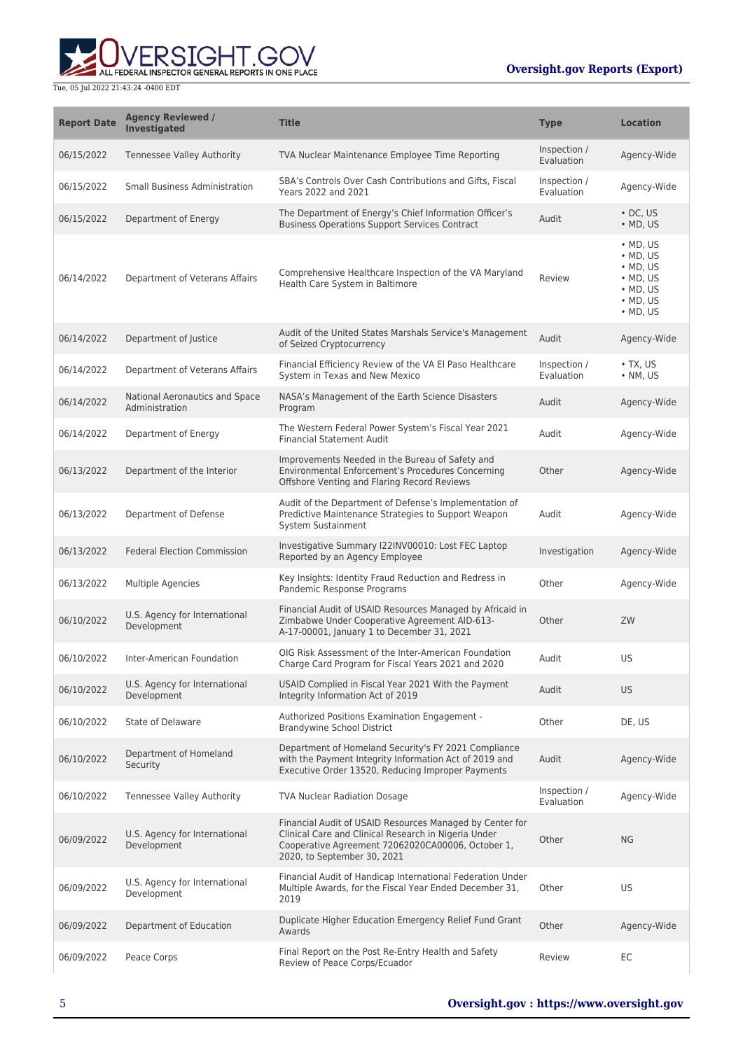| Report Date | Agency Reviewed / Investigated | Title | Type | Location |
| --- | --- | --- | --- | --- |
| 06/15/2022 | Tennessee Valley Authority | TVA Nuclear Maintenance Employee Time Reporting | Inspection / Evaluation | Agency-Wide |
| 06/15/2022 | Small Business Administration | SBA's Controls Over Cash Contributions and Gifts, Fiscal Years 2022 and 2021 | Inspection / Evaluation | Agency-Wide |
| 06/15/2022 | Department of Energy | The Department of Energy's Chief Information Officer's Business Operations Support Services Contract | Audit | • DC, US<br>• MD, US |
| 06/14/2022 | Department of Veterans Affairs | Comprehensive Healthcare Inspection of the VA Maryland Health Care System in Baltimore | Review | • MD, US<br>• MD, US<br>• MD, US<br>• MD, US<br>• MD, US<br>• MD, US<br>• MD, US |
| 06/14/2022 | Department of Justice | Audit of the United States Marshals Service's Management of Seized Cryptocurrency | Audit | Agency-Wide |
| 06/14/2022 | Department of Veterans Affairs | Financial Efficiency Review of the VA El Paso Healthcare System in Texas and New Mexico | Inspection / Evaluation | • TX, US<br>• NM, US |
| 06/14/2022 | National Aeronautics and Space Administration | NASA's Management of the Earth Science Disasters Program | Audit | Agency-Wide |
| 06/14/2022 | Department of Energy | The Western Federal Power System's Fiscal Year 2021 Financial Statement Audit | Audit | Agency-Wide |
| 06/13/2022 | Department of the Interior | Improvements Needed in the Bureau of Safety and Environmental Enforcement's Procedures Concerning Offshore Venting and Flaring Record Reviews | Other | Agency-Wide |
| 06/13/2022 | Department of Defense | Audit of the Department of Defense's Implementation of Predictive Maintenance Strategies to Support Weapon System Sustainment | Audit | Agency-Wide |
| 06/13/2022 | Federal Election Commission | Investigative Summary I22INV00010: Lost FEC Laptop Reported by an Agency Employee | Investigation | Agency-Wide |
| 06/13/2022 | Multiple Agencies | Key Insights: Identity Fraud Reduction and Redress in Pandemic Response Programs | Other | Agency-Wide |
| 06/10/2022 | U.S. Agency for International Development | Financial Audit of USAID Resources Managed by Africaid in Zimbabwe Under Cooperative Agreement AID-613-A-17-00001, January 1 to December 31, 2021 | Other | ZW |
| 06/10/2022 | Inter-American Foundation | OIG Risk Assessment of the Inter-American Foundation Charge Card Program for Fiscal Years 2021 and 2020 | Audit | US |
| 06/10/2022 | U.S. Agency for International Development | USAID Complied in Fiscal Year 2021 With the Payment Integrity Information Act of 2019 | Audit | US |
| 06/10/2022 | State of Delaware | Authorized Positions Examination Engagement - Brandywine School District | Other | DE, US |
| 06/10/2022 | Department of Homeland Security | Department of Homeland Security's FY 2021 Compliance with the Payment Integrity Information Act of 2019 and Executive Order 13520, Reducing Improper Payments | Audit | Agency-Wide |
| 06/10/2022 | Tennessee Valley Authority | TVA Nuclear Radiation Dosage | Inspection / Evaluation | Agency-Wide |
| 06/09/2022 | U.S. Agency for International Development | Financial Audit of USAID Resources Managed by Center for Clinical Care and Clinical Research in Nigeria Under Cooperative Agreement 72062020CA00006, October 1, 2020, to September 30, 2021 | Other | NG |
| 06/09/2022 | U.S. Agency for International Development | Financial Audit of Handicap International Federation Under Multiple Awards, for the Fiscal Year Ended December 31, 2019 | Other | US |
| 06/09/2022 | Department of Education | Duplicate Higher Education Emergency Relief Fund Grant Awards | Other | Agency-Wide |
| 06/09/2022 | Peace Corps | Final Report on the Post Re-Entry Health and Safety Review of Peace Corps/Ecuador | Review | EC |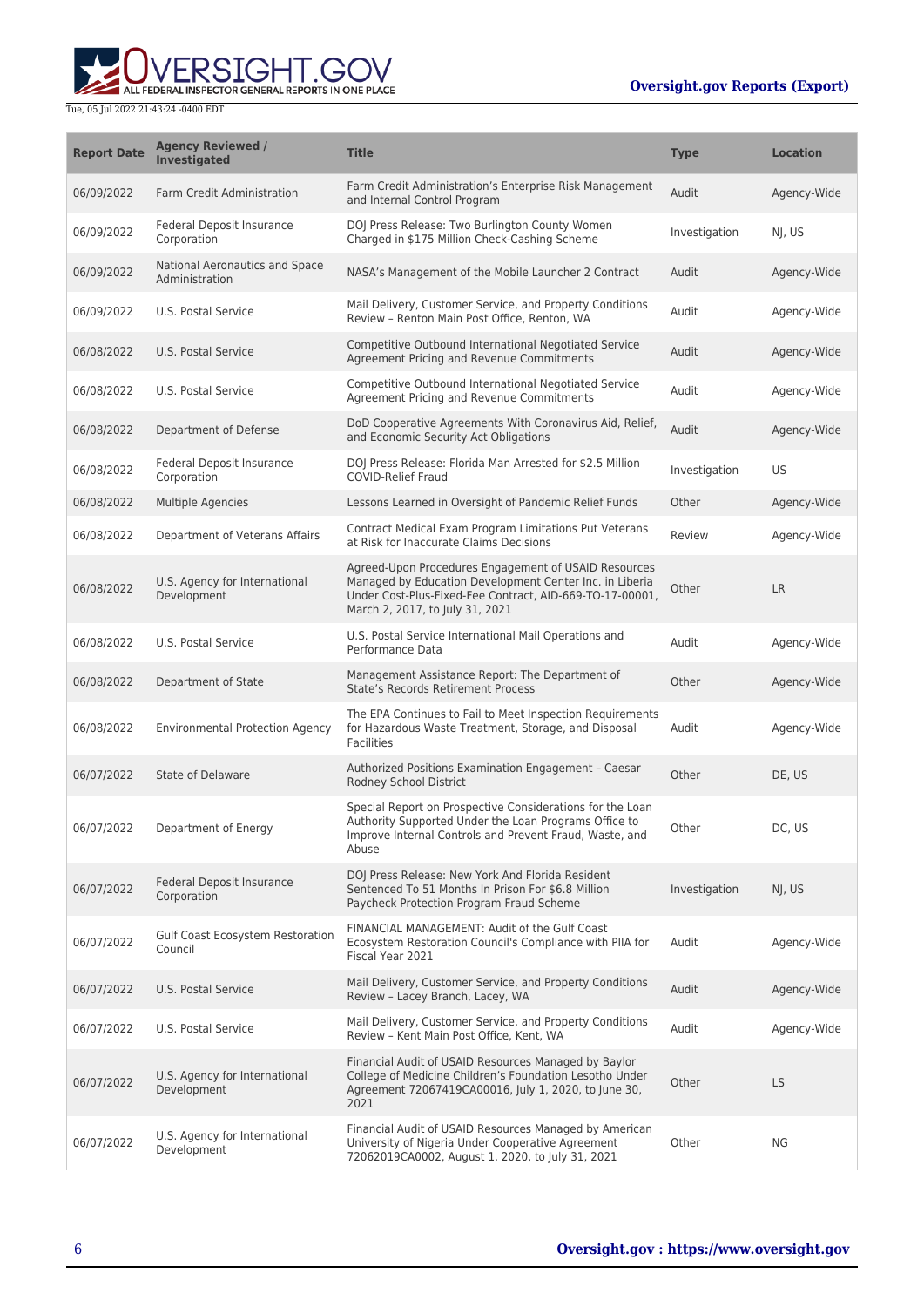| Report Date | Agency Reviewed / Investigated | Title | Type | Location |
|---|---|---|---|---|
| 06/09/2022 | Farm Credit Administration | Farm Credit Administration's Enterprise Risk Management and Internal Control Program | Audit | Agency-Wide |
| 06/09/2022 | Federal Deposit Insurance Corporation | DOJ Press Release: Two Burlington County Women Charged in $175 Million Check-Cashing Scheme | Investigation | NJ, US |
| 06/09/2022 | National Aeronautics and Space Administration | NASA's Management of the Mobile Launcher 2 Contract | Audit | Agency-Wide |
| 06/09/2022 | U.S. Postal Service | Mail Delivery, Customer Service, and Property Conditions Review – Renton Main Post Office, Renton, WA | Audit | Agency-Wide |
| 06/08/2022 | U.S. Postal Service | Competitive Outbound International Negotiated Service Agreement Pricing and Revenue Commitments | Audit | Agency-Wide |
| 06/08/2022 | U.S. Postal Service | Competitive Outbound International Negotiated Service Agreement Pricing and Revenue Commitments | Audit | Agency-Wide |
| 06/08/2022 | Department of Defense | DoD Cooperative Agreements With Coronavirus Aid, Relief, and Economic Security Act Obligations | Audit | Agency-Wide |
| 06/08/2022 | Federal Deposit Insurance Corporation | DOJ Press Release: Florida Man Arrested for $2.5 Million COVID-Relief Fraud | Investigation | US |
| 06/08/2022 | Multiple Agencies | Lessons Learned in Oversight of Pandemic Relief Funds | Other | Agency-Wide |
| 06/08/2022 | Department of Veterans Affairs | Contract Medical Exam Program Limitations Put Veterans at Risk for Inaccurate Claims Decisions | Review | Agency-Wide |
| 06/08/2022 | U.S. Agency for International Development | Agreed-Upon Procedures Engagement of USAID Resources Managed by Education Development Center Inc. in Liberia Under Cost-Plus-Fixed-Fee Contract, AID-669-TO-17-00001, March 2, 2017, to July 31, 2021 | Other | LR |
| 06/08/2022 | U.S. Postal Service | U.S. Postal Service International Mail Operations and Performance Data | Audit | Agency-Wide |
| 06/08/2022 | Department of State | Management Assistance Report: The Department of State's Records Retirement Process | Other | Agency-Wide |
| 06/08/2022 | Environmental Protection Agency | The EPA Continues to Fail to Meet Inspection Requirements for Hazardous Waste Treatment, Storage, and Disposal Facilities | Audit | Agency-Wide |
| 06/07/2022 | State of Delaware | Authorized Positions Examination Engagement – Caesar Rodney School District | Other | DE, US |
| 06/07/2022 | Department of Energy | Special Report on Prospective Considerations for the Loan Authority Supported Under the Loan Programs Office to Improve Internal Controls and Prevent Fraud, Waste, and Abuse | Other | DC, US |
| 06/07/2022 | Federal Deposit Insurance Corporation | DOJ Press Release: New York And Florida Resident Sentenced To 51 Months In Prison For $6.8 Million Paycheck Protection Program Fraud Scheme | Investigation | NJ, US |
| 06/07/2022 | Gulf Coast Ecosystem Restoration Council | FINANCIAL MANAGEMENT: Audit of the Gulf Coast Ecosystem Restoration Council's Compliance with PIIA for Fiscal Year 2021 | Audit | Agency-Wide |
| 06/07/2022 | U.S. Postal Service | Mail Delivery, Customer Service, and Property Conditions Review – Lacey Branch, Lacey, WA | Audit | Agency-Wide |
| 06/07/2022 | U.S. Postal Service | Mail Delivery, Customer Service, and Property Conditions Review – Kent Main Post Office, Kent, WA | Audit | Agency-Wide |
| 06/07/2022 | U.S. Agency for International Development | Financial Audit of USAID Resources Managed by Baylor College of Medicine Children's Foundation Lesotho Under Agreement 72067419CA00016, July 1, 2020, to June 30, 2021 | Other | LS |
| 06/07/2022 | U.S. Agency for International Development | Financial Audit of USAID Resources Managed by American University of Nigeria Under Cooperative Agreement 72062019CA0002, August 1, 2020, to July 31, 2021 | Other | NG |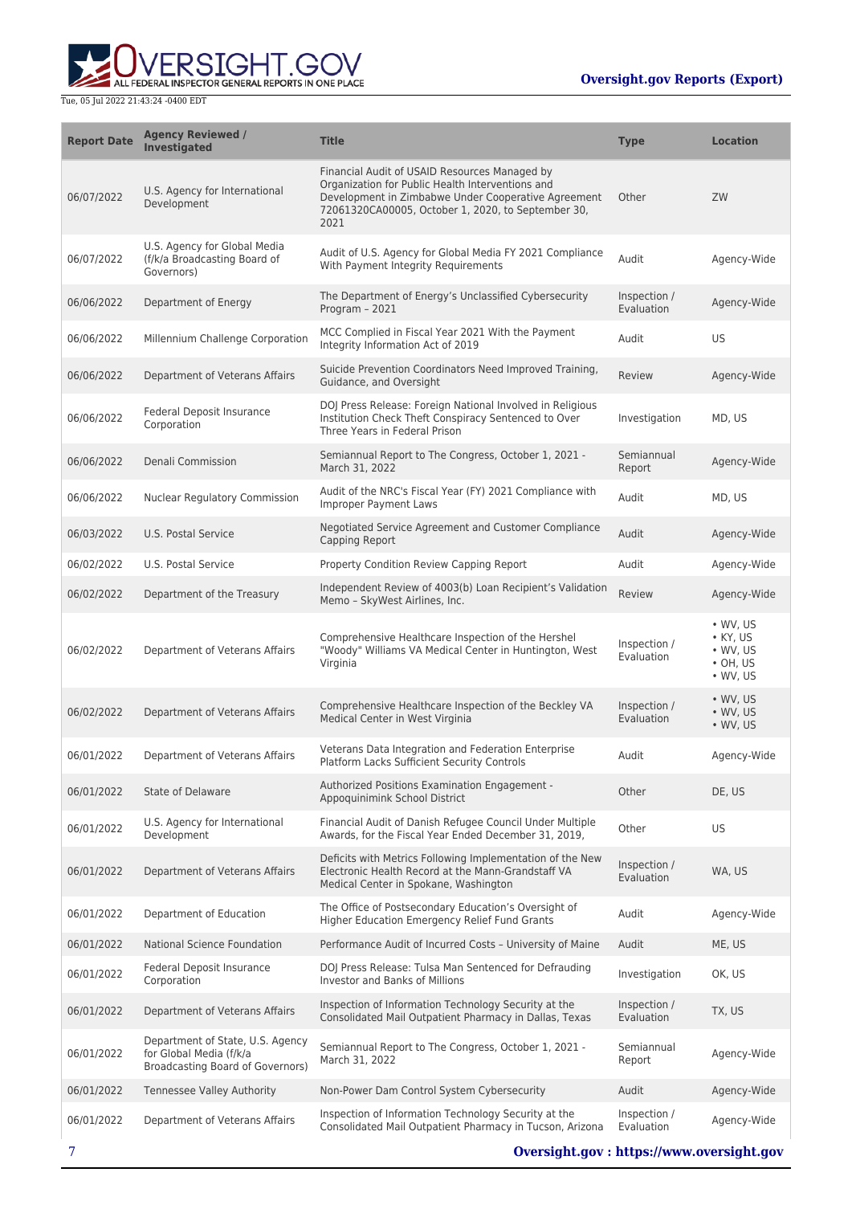| Report Date | Agency Reviewed / Investigated | Title | Type | Location |
| --- | --- | --- | --- | --- |
| 06/07/2022 | U.S. Agency for International Development | Financial Audit of USAID Resources Managed by Organization for Public Health Interventions and Development in Zimbabwe Under Cooperative Agreement 72061320CA00005, October 1, 2020, to September 30, 2021 | Other | ZW |
| 06/07/2022 | U.S. Agency for Global Media (f/k/a Broadcasting Board of Governors) | Audit of U.S. Agency for Global Media FY 2021 Compliance With Payment Integrity Requirements | Audit | Agency-Wide |
| 06/06/2022 | Department of Energy | The Department of Energy's Unclassified Cybersecurity Program – 2021 | Inspection / Evaluation | Agency-Wide |
| 06/06/2022 | Millennium Challenge Corporation | MCC Complied in Fiscal Year 2021 With the Payment Integrity Information Act of 2019 | Audit | US |
| 06/06/2022 | Department of Veterans Affairs | Suicide Prevention Coordinators Need Improved Training, Guidance, and Oversight | Review | Agency-Wide |
| 06/06/2022 | Federal Deposit Insurance Corporation | DOJ Press Release: Foreign National Involved in Religious Institution Check Theft Conspiracy Sentenced to Over Three Years in Federal Prison | Investigation | MD, US |
| 06/06/2022 | Denali Commission | Semiannual Report to The Congress, October 1, 2021 - March 31, 2022 | Semiannual Report | Agency-Wide |
| 06/06/2022 | Nuclear Regulatory Commission | Audit of the NRC's Fiscal Year (FY) 2021 Compliance with Improper Payment Laws | Audit | MD, US |
| 06/03/2022 | U.S. Postal Service | Negotiated Service Agreement and Customer Compliance Capping Report | Audit | Agency-Wide |
| 06/02/2022 | U.S. Postal Service | Property Condition Review Capping Report | Audit | Agency-Wide |
| 06/02/2022 | Department of the Treasury | Independent Review of 4003(b) Loan Recipient's Validation Memo – SkyWest Airlines, Inc. | Review | Agency-Wide |
| 06/02/2022 | Department of Veterans Affairs | Comprehensive Healthcare Inspection of the Hershel "Woody" Williams VA Medical Center in Huntington, West Virginia | Inspection / Evaluation | • WV, US • KY, US • WV, US • OH, US • WV, US |
| 06/02/2022 | Department of Veterans Affairs | Comprehensive Healthcare Inspection of the Beckley VA Medical Center in West Virginia | Inspection / Evaluation | • WV, US • WV, US • WV, US |
| 06/01/2022 | Department of Veterans Affairs | Veterans Data Integration and Federation Enterprise Platform Lacks Sufficient Security Controls | Audit | Agency-Wide |
| 06/01/2022 | State of Delaware | Authorized Positions Examination Engagement - Appoquinimink School District | Other | DE, US |
| 06/01/2022 | U.S. Agency for International Development | Financial Audit of Danish Refugee Council Under Multiple Awards, for the Fiscal Year Ended December 31, 2019, | Other | US |
| 06/01/2022 | Department of Veterans Affairs | Deficits with Metrics Following Implementation of the New Electronic Health Record at the Mann-Grandstaff VA Medical Center in Spokane, Washington | Inspection / Evaluation | WA, US |
| 06/01/2022 | Department of Education | The Office of Postsecondary Education's Oversight of Higher Education Emergency Relief Fund Grants | Audit | Agency-Wide |
| 06/01/2022 | National Science Foundation | Performance Audit of Incurred Costs – University of Maine | Audit | ME, US |
| 06/01/2022 | Federal Deposit Insurance Corporation | DOJ Press Release: Tulsa Man Sentenced for Defrauding Investor and Banks of Millions | Investigation | OK, US |
| 06/01/2022 | Department of Veterans Affairs | Inspection of Information Technology Security at the Consolidated Mail Outpatient Pharmacy in Dallas, Texas | Inspection / Evaluation | TX, US |
| 06/01/2022 | Department of State, U.S. Agency for Global Media (f/k/a Broadcasting Board of Governors) | Semiannual Report to The Congress, October 1, 2021 - March 31, 2022 | Semiannual Report | Agency-Wide |
| 06/01/2022 | Tennessee Valley Authority | Non-Power Dam Control System Cybersecurity | Audit | Agency-Wide |
| 06/01/2022 | Department of Veterans Affairs | Inspection of Information Technology Security at the Consolidated Mail Outpatient Pharmacy in Tucson, Arizona | Inspection / Evaluation | Agency-Wide |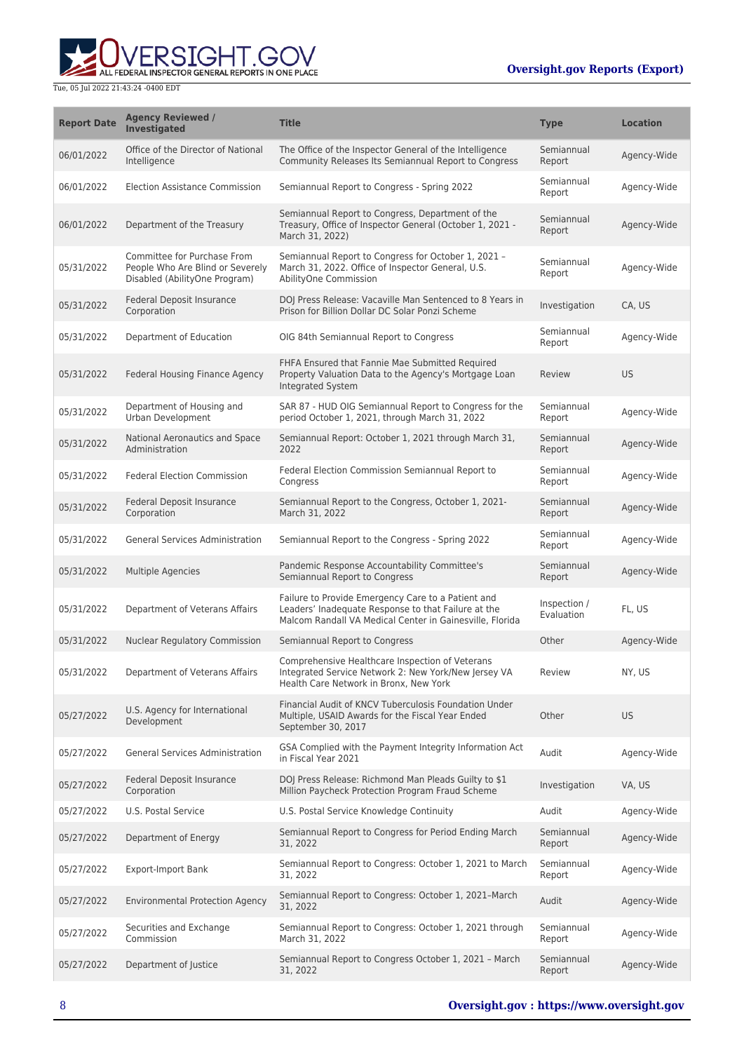| Report Date | Agency Reviewed / Investigated | Title | Type | Location |
| --- | --- | --- | --- | --- |
| 06/01/2022 | Office of the Director of National Intelligence | The Office of the Inspector General of the Intelligence Community Releases Its Semiannual Report to Congress | Semiannual Report | Agency-Wide |
| 06/01/2022 | Election Assistance Commission | Semiannual Report to Congress - Spring 2022 | Semiannual Report | Agency-Wide |
| 06/01/2022 | Department of the Treasury | Semiannual Report to Congress, Department of the Treasury, Office of Inspector General (October 1, 2021 - March 31, 2022) | Semiannual Report | Agency-Wide |
| 05/31/2022 | Committee for Purchase From People Who Are Blind or Severely Disabled (AbilityOne Program) | Semiannual Report to Congress for October 1, 2021 – March 31, 2022. Office of Inspector General, U.S. AbilityOne Commission | Semiannual Report | Agency-Wide |
| 05/31/2022 | Federal Deposit Insurance Corporation | DOJ Press Release: Vacaville Man Sentenced to 8 Years in Prison for Billion Dollar DC Solar Ponzi Scheme | Investigation | CA, US |
| 05/31/2022 | Department of Education | OIG 84th Semiannual Report to Congress | Semiannual Report | Agency-Wide |
| 05/31/2022 | Federal Housing Finance Agency | FHFA Ensured that Fannie Mae Submitted Required Property Valuation Data to the Agency's Mortgage Loan Integrated System | Review | US |
| 05/31/2022 | Department of Housing and Urban Development | SAR 87 - HUD OIG Semiannual Report to Congress for the period October 1, 2021, through March 31, 2022 | Semiannual Report | Agency-Wide |
| 05/31/2022 | National Aeronautics and Space Administration | Semiannual Report: October 1, 2021 through March 31, 2022 | Semiannual Report | Agency-Wide |
| 05/31/2022 | Federal Election Commission | Federal Election Commission Semiannual Report to Congress | Semiannual Report | Agency-Wide |
| 05/31/2022 | Federal Deposit Insurance Corporation | Semiannual Report to the Congress, October 1, 2021- March 31, 2022 | Semiannual Report | Agency-Wide |
| 05/31/2022 | General Services Administration | Semiannual Report to the Congress - Spring 2022 | Semiannual Report | Agency-Wide |
| 05/31/2022 | Multiple Agencies | Pandemic Response Accountability Committee's Semiannual Report to Congress | Semiannual Report | Agency-Wide |
| 05/31/2022 | Department of Veterans Affairs | Failure to Provide Emergency Care to a Patient and Leaders' Inadequate Response to that Failure at the Malcom Randall VA Medical Center in Gainesville, Florida | Inspection / Evaluation | FL, US |
| 05/31/2022 | Nuclear Regulatory Commission | Semiannual Report to Congress | Other | Agency-Wide |
| 05/31/2022 | Department of Veterans Affairs | Comprehensive Healthcare Inspection of Veterans Integrated Service Network 2: New York/New Jersey VA Health Care Network in Bronx, New York | Review | NY, US |
| 05/27/2022 | U.S. Agency for International Development | Financial Audit of KNCV Tuberculosis Foundation Under Multiple, USAID Awards for the Fiscal Year Ended September 30, 2017 | Other | US |
| 05/27/2022 | General Services Administration | GSA Complied with the Payment Integrity Information Act in Fiscal Year 2021 | Audit | Agency-Wide |
| 05/27/2022 | Federal Deposit Insurance Corporation | DOJ Press Release: Richmond Man Pleads Guilty to $1 Million Paycheck Protection Program Fraud Scheme | Investigation | VA, US |
| 05/27/2022 | U.S. Postal Service | U.S. Postal Service Knowledge Continuity | Audit | Agency-Wide |
| 05/27/2022 | Department of Energy | Semiannual Report to Congress for Period Ending March 31, 2022 | Semiannual Report | Agency-Wide |
| 05/27/2022 | Export-Import Bank | Semiannual Report to Congress: October 1, 2021 to March 31, 2022 | Semiannual Report | Agency-Wide |
| 05/27/2022 | Environmental Protection Agency | Semiannual Report to Congress: October 1, 2021–March 31, 2022 | Audit | Agency-Wide |
| 05/27/2022 | Securities and Exchange Commission | Semiannual Report to Congress: October 1, 2021 through March 31, 2022 | Semiannual Report | Agency-Wide |
| 05/27/2022 | Department of Justice | Semiannual Report to Congress October 1, 2021 – March 31, 2022 | Semiannual Report | Agency-Wide |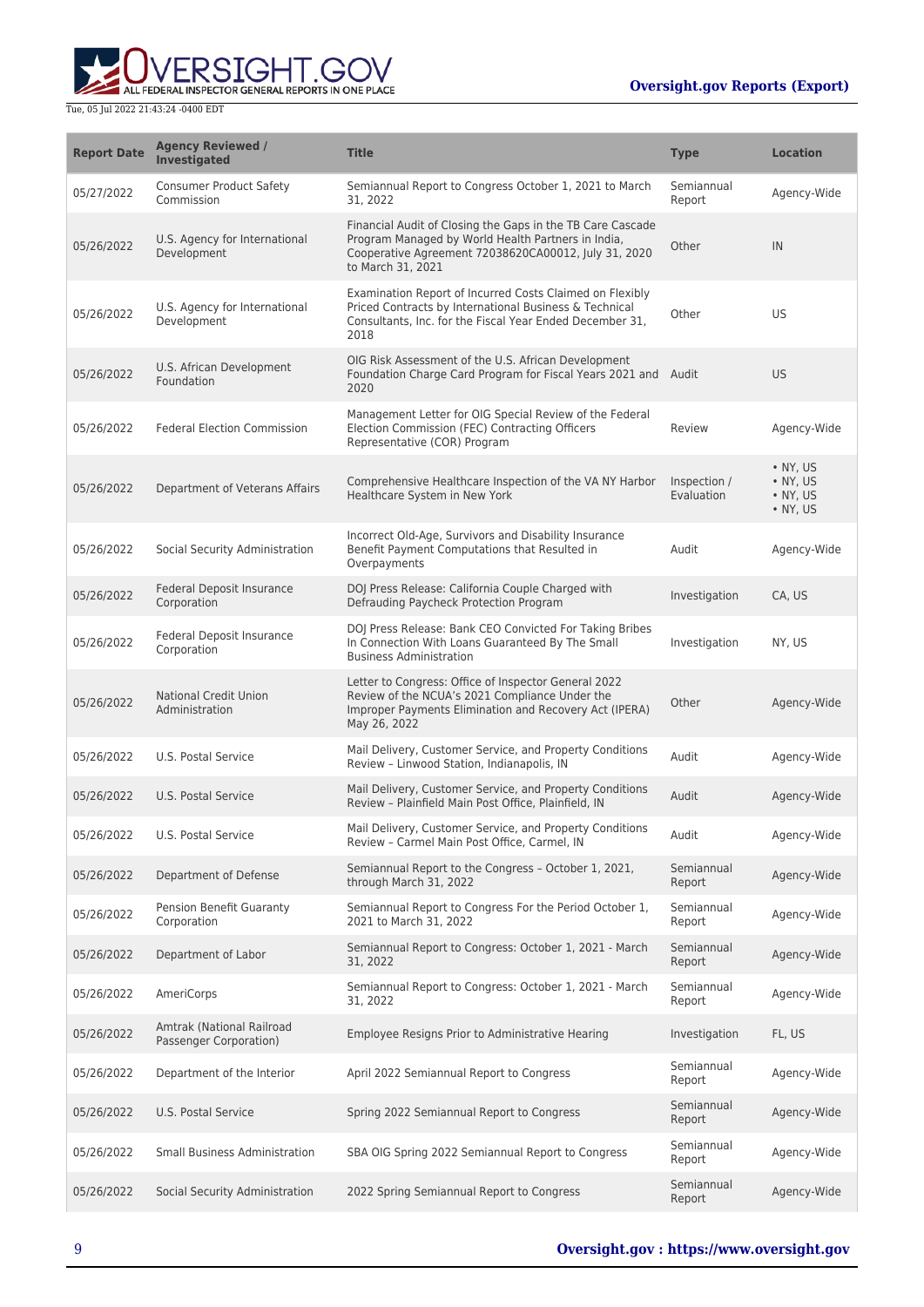| Report Date | Agency Reviewed / Investigated | Title | Type | Location |
| --- | --- | --- | --- | --- |
| 05/27/2022 | Consumer Product Safety Commission | Semiannual Report to Congress October 1, 2021 to March 31, 2022 | Semiannual Report | Agency-Wide |
| 05/26/2022 | U.S. Agency for International Development | Financial Audit of Closing the Gaps in the TB Care Cascade Program Managed by World Health Partners in India, Cooperative Agreement 72038620CA00012, July 31, 2020 to March 31, 2021 | Other | IN |
| 05/26/2022 | U.S. Agency for International Development | Examination Report of Incurred Costs Claimed on Flexibly Priced Contracts by International Business & Technical Consultants, Inc. for the Fiscal Year Ended December 31, 2018 | Other | US |
| 05/26/2022 | U.S. African Development Foundation | OIG Risk Assessment of the U.S. African Development Foundation Charge Card Program for Fiscal Years 2021 and 2020 | Audit | US |
| 05/26/2022 | Federal Election Commission | Management Letter for OIG Special Review of the Federal Election Commission (FEC) Contracting Officers Representative (COR) Program | Review | Agency-Wide |
| 05/26/2022 | Department of Veterans Affairs | Comprehensive Healthcare Inspection of the VA NY Harbor Healthcare System in New York | Inspection / Evaluation | • NY, US<br>• NY, US<br>• NY, US<br>• NY, US |
| 05/26/2022 | Social Security Administration | Incorrect Old-Age, Survivors and Disability Insurance Benefit Payment Computations that Resulted in Overpayments | Audit | Agency-Wide |
| 05/26/2022 | Federal Deposit Insurance Corporation | DOJ Press Release: California Couple Charged with Defrauding Paycheck Protection Program | Investigation | CA, US |
| 05/26/2022 | Federal Deposit Insurance Corporation | DOJ Press Release: Bank CEO Convicted For Taking Bribes In Connection With Loans Guaranteed By The Small Business Administration | Investigation | NY, US |
| 05/26/2022 | National Credit Union Administration | Letter to Congress: Office of Inspector General 2022 Review of the NCUA's 2021 Compliance Under the Improper Payments Elimination and Recovery Act (IPERA) May 26, 2022 | Other | Agency-Wide |
| 05/26/2022 | U.S. Postal Service | Mail Delivery, Customer Service, and Property Conditions Review – Linwood Station, Indianapolis, IN | Audit | Agency-Wide |
| 05/26/2022 | U.S. Postal Service | Mail Delivery, Customer Service, and Property Conditions Review – Plainfield Main Post Office, Plainfield, IN | Audit | Agency-Wide |
| 05/26/2022 | U.S. Postal Service | Mail Delivery, Customer Service, and Property Conditions Review – Carmel Main Post Office, Carmel, IN | Audit | Agency-Wide |
| 05/26/2022 | Department of Defense | Semiannual Report to the Congress – October 1, 2021, through March 31, 2022 | Semiannual Report | Agency-Wide |
| 05/26/2022 | Pension Benefit Guaranty Corporation | Semiannual Report to Congress For the Period October 1, 2021 to March 31, 2022 | Semiannual Report | Agency-Wide |
| 05/26/2022 | Department of Labor | Semiannual Report to Congress: October 1, 2021 - March 31, 2022 | Semiannual Report | Agency-Wide |
| 05/26/2022 | AmeriCorps | Semiannual Report to Congress: October 1, 2021 - March 31, 2022 | Semiannual Report | Agency-Wide |
| 05/26/2022 | Amtrak (National Railroad Passenger Corporation) | Employee Resigns Prior to Administrative Hearing | Investigation | FL, US |
| 05/26/2022 | Department of the Interior | April 2022 Semiannual Report to Congress | Semiannual Report | Agency-Wide |
| 05/26/2022 | U.S. Postal Service | Spring 2022 Semiannual Report to Congress | Semiannual Report | Agency-Wide |
| 05/26/2022 | Small Business Administration | SBA OIG Spring 2022 Semiannual Report to Congress | Semiannual Report | Agency-Wide |
| 05/26/2022 | Social Security Administration | 2022 Spring Semiannual Report to Congress | Semiannual Report | Agency-Wide |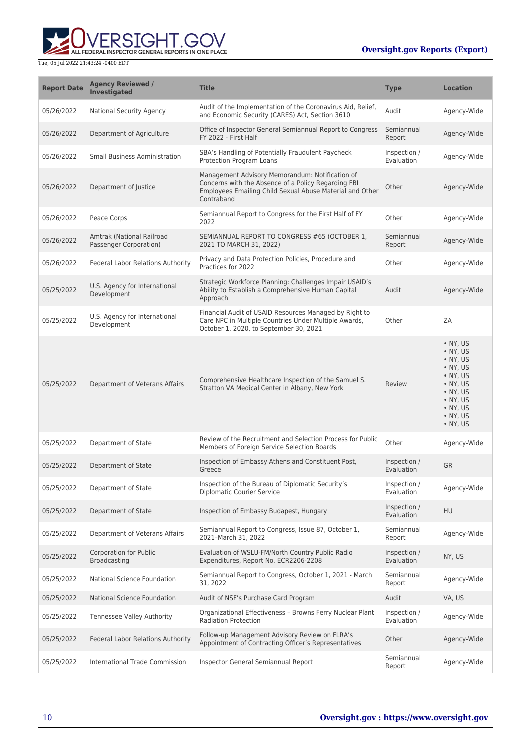| Report Date | Agency Reviewed / Investigated | Title | Type | Location |
| --- | --- | --- | --- | --- |
| 05/26/2022 | National Security Agency | Audit of the Implementation of the Coronavirus Aid, Relief, and Economic Security (CARES) Act, Section 3610 | Audit | Agency-Wide |
| 05/26/2022 | Department of Agriculture | Office of Inspector General Semiannual Report to Congress FY 2022 - First Half | Semiannual Report | Agency-Wide |
| 05/26/2022 | Small Business Administration | SBA's Handling of Potentially Fraudulent Paycheck Protection Program Loans | Inspection / Evaluation | Agency-Wide |
| 05/26/2022 | Department of Justice | Management Advisory Memorandum: Notification of Concerns with the Absence of a Policy Regarding FBI Employees Emailing Child Sexual Abuse Material and Other Contraband | Other | Agency-Wide |
| 05/26/2022 | Peace Corps | Semiannual Report to Congress for the First Half of FY 2022 | Other | Agency-Wide |
| 05/26/2022 | Amtrak (National Railroad Passenger Corporation) | SEMIANNUAL REPORT TO CONGRESS #65 (OCTOBER 1, 2021 TO MARCH 31, 2022) | Semiannual Report | Agency-Wide |
| 05/26/2022 | Federal Labor Relations Authority | Privacy and Data Protection Policies, Procedure and Practices for 2022 | Other | Agency-Wide |
| 05/25/2022 | U.S. Agency for International Development | Strategic Workforce Planning: Challenges Impair USAID's Ability to Establish a Comprehensive Human Capital Approach | Audit | Agency-Wide |
| 05/25/2022 | U.S. Agency for International Development | Financial Audit of USAID Resources Managed by Right to Care NPC in Multiple Countries Under Multiple Awards, October 1, 2020, to September 30, 2021 | Other | ZA |
| 05/25/2022 | Department of Veterans Affairs | Comprehensive Healthcare Inspection of the Samuel S. Stratton VA Medical Center in Albany, New York | Review | • NY, US<br>• NY, US<br>• NY, US<br>• NY, US<br>• NY, US<br>• NY, US<br>• NY, US<br>• NY, US<br>• NY, US<br>• NY, US<br>• NY, US |
| 05/25/2022 | Department of State | Review of the Recruitment and Selection Process for Public Members of Foreign Service Selection Boards | Other | Agency-Wide |
| 05/25/2022 | Department of State | Inspection of Embassy Athens and Constituent Post, Greece | Inspection / Evaluation | GR |
| 05/25/2022 | Department of State | Inspection of the Bureau of Diplomatic Security's Diplomatic Courier Service | Inspection / Evaluation | Agency-Wide |
| 05/25/2022 | Department of State | Inspection of Embassy Budapest, Hungary | Inspection / Evaluation | HU |
| 05/25/2022 | Department of Veterans Affairs | Semiannual Report to Congress, Issue 87, October 1, 2021–March 31, 2022 | Semiannual Report | Agency-Wide |
| 05/25/2022 | Corporation for Public Broadcasting | Evaluation of WSLU-FM/North Country Public Radio Expenditures, Report No. ECR2206-2208 | Inspection / Evaluation | NY, US |
| 05/25/2022 | National Science Foundation | Semiannual Report to Congress, October 1, 2021 - March 31, 2022 | Semiannual Report | Agency-Wide |
| 05/25/2022 | National Science Foundation | Audit of NSF's Purchase Card Program | Audit | VA, US |
| 05/25/2022 | Tennessee Valley Authority | Organizational Effectiveness – Browns Ferry Nuclear Plant Radiation Protection | Inspection / Evaluation | Agency-Wide |
| 05/25/2022 | Federal Labor Relations Authority | Follow-up Management Advisory Review on FLRA's Appointment of Contracting Officer's Representatives | Other | Agency-Wide |
| 05/25/2022 | International Trade Commission | Inspector General Semiannual Report | Semiannual Report | Agency-Wide |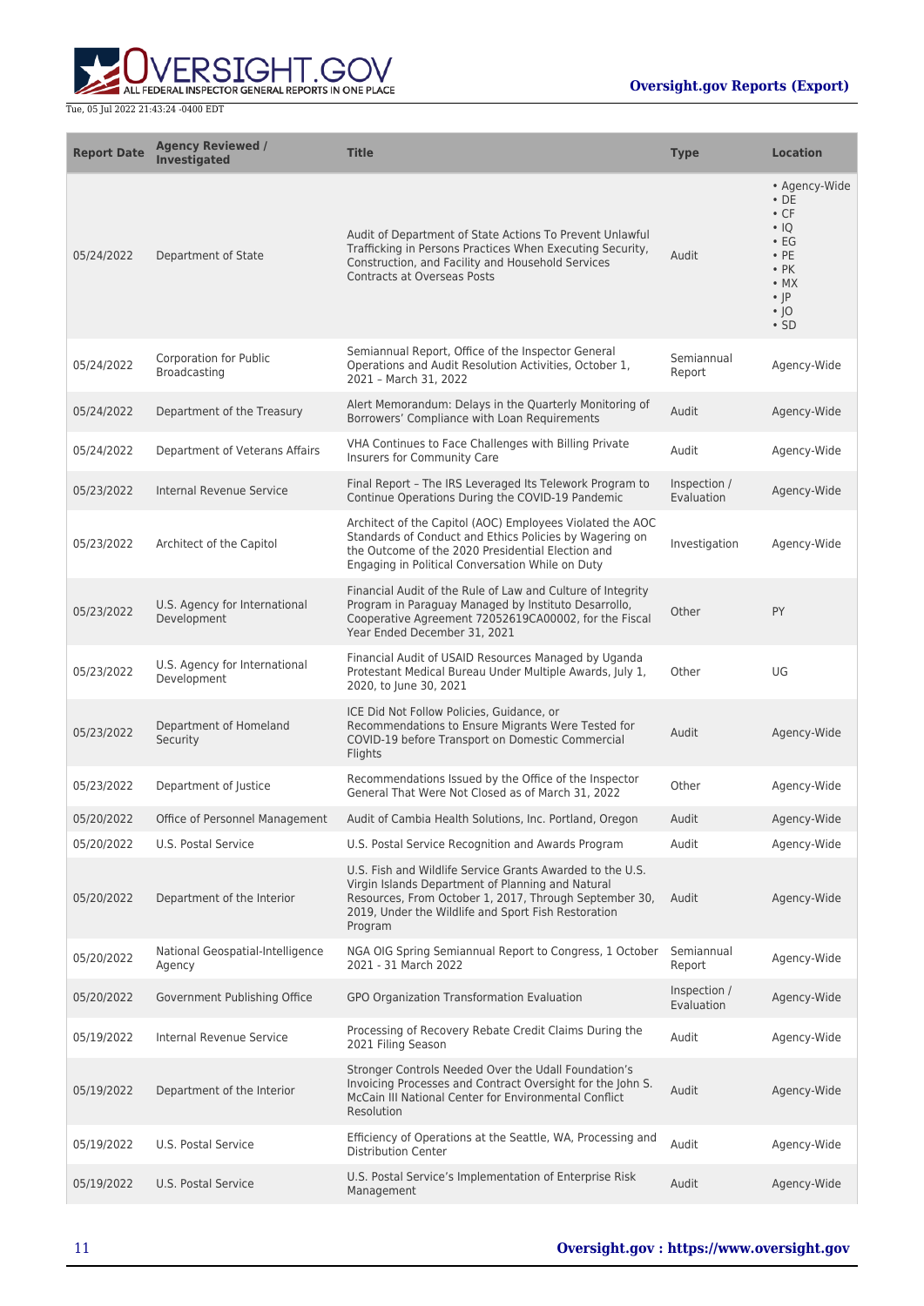| Report Date | Agency Reviewed / Investigated | Title | Type | Location |
| --- | --- | --- | --- | --- |
| 05/24/2022 | Department of State | Audit of Department of State Actions To Prevent Unlawful Trafficking in Persons Practices When Executing Security, Construction, and Facility and Household Services Contracts at Overseas Posts | Audit | • Agency-Wide<br>• DE<br>• CF<br>• IQ<br>• EG<br>• PE<br>• PK<br>• MX<br>• JP<br>• JO<br>• SD |
| 05/24/2022 | Corporation for Public Broadcasting | Semiannual Report, Office of the Inspector General Operations and Audit Resolution Activities, October 1, 2021 – March 31, 2022 | Semiannual Report | Agency-Wide |
| 05/24/2022 | Department of the Treasury | Alert Memorandum: Delays in the Quarterly Monitoring of Borrowers' Compliance with Loan Requirements | Audit | Agency-Wide |
| 05/24/2022 | Department of Veterans Affairs | VHA Continues to Face Challenges with Billing Private Insurers for Community Care | Audit | Agency-Wide |
| 05/23/2022 | Internal Revenue Service | Final Report – The IRS Leveraged Its Telework Program to Continue Operations During the COVID-19 Pandemic | Inspection / Evaluation | Agency-Wide |
| 05/23/2022 | Architect of the Capitol | Architect of the Capitol (AOC) Employees Violated the AOC Standards of Conduct and Ethics Policies by Wagering on the Outcome of the 2020 Presidential Election and Engaging in Political Conversation While on Duty | Investigation | Agency-Wide |
| 05/23/2022 | U.S. Agency for International Development | Financial Audit of the Rule of Law and Culture of Integrity Program in Paraguay Managed by Instituto Desarrollo, Cooperative Agreement 72052619CA00002, for the Fiscal Year Ended December 31, 2021 | Other | PY |
| 05/23/2022 | U.S. Agency for International Development | Financial Audit of USAID Resources Managed by Uganda Protestant Medical Bureau Under Multiple Awards, July 1, 2020, to June 30, 2021 | Other | UG |
| 05/23/2022 | Department of Homeland Security | ICE Did Not Follow Policies, Guidance, or Recommendations to Ensure Migrants Were Tested for COVID-19 before Transport on Domestic Commercial Flights | Audit | Agency-Wide |
| 05/23/2022 | Department of Justice | Recommendations Issued by the Office of the Inspector General That Were Not Closed as of March 31, 2022 | Other | Agency-Wide |
| 05/20/2022 | Office of Personnel Management | Audit of Cambia Health Solutions, Inc. Portland, Oregon | Audit | Agency-Wide |
| 05/20/2022 | U.S. Postal Service | U.S. Postal Service Recognition and Awards Program | Audit | Agency-Wide |
| 05/20/2022 | Department of the Interior | U.S. Fish and Wildlife Service Grants Awarded to the U.S. Virgin Islands Department of Planning and Natural Resources, From October 1, 2017, Through September 30, 2019, Under the Wildlife and Sport Fish Restoration Program | Audit | Agency-Wide |
| 05/20/2022 | National Geospatial-Intelligence Agency | NGA OIG Spring Semiannual Report to Congress, 1 October 2021 - 31 March 2022 | Semiannual Report | Agency-Wide |
| 05/20/2022 | Government Publishing Office | GPO Organization Transformation Evaluation | Inspection / Evaluation | Agency-Wide |
| 05/19/2022 | Internal Revenue Service | Processing of Recovery Rebate Credit Claims During the 2021 Filing Season | Audit | Agency-Wide |
| 05/19/2022 | Department of the Interior | Stronger Controls Needed Over the Udall Foundation's Invoicing Processes and Contract Oversight for the John S. McCain III National Center for Environmental Conflict Resolution | Audit | Agency-Wide |
| 05/19/2022 | U.S. Postal Service | Efficiency of Operations at the Seattle, WA, Processing and Distribution Center | Audit | Agency-Wide |
| 05/19/2022 | U.S. Postal Service | U.S. Postal Service's Implementation of Enterprise Risk Management | Audit | Agency-Wide |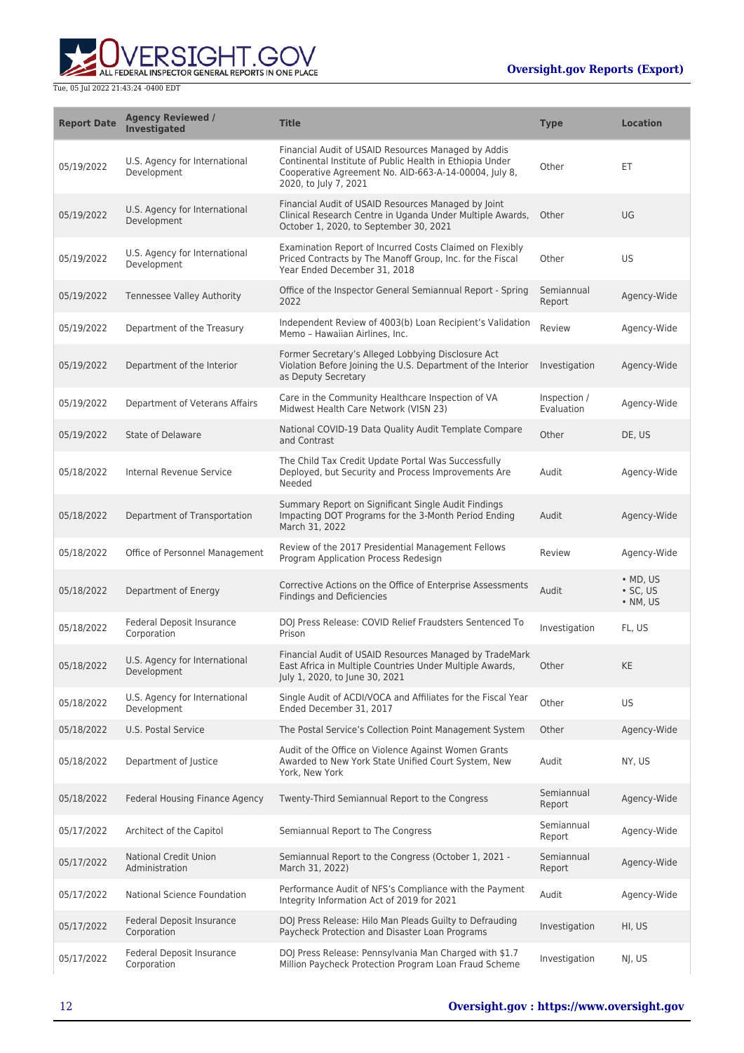| Report Date | Agency Reviewed / Investigated | Title | Type | Location |
| --- | --- | --- | --- | --- |
| 05/19/2022 | U.S. Agency for International Development | Financial Audit of USAID Resources Managed by Addis Continental Institute of Public Health in Ethiopia Under Cooperative Agreement No. AID-663-A-14-00004, July 8, 2020, to July 7, 2021 | Other | ET |
| 05/19/2022 | U.S. Agency for International Development | Financial Audit of USAID Resources Managed by Joint Clinical Research Centre in Uganda Under Multiple Awards, October 1, 2020, to September 30, 2021 | Other | UG |
| 05/19/2022 | U.S. Agency for International Development | Examination Report of Incurred Costs Claimed on Flexibly Priced Contracts by The Manoff Group, Inc. for the Fiscal Year Ended December 31, 2018 | Other | US |
| 05/19/2022 | Tennessee Valley Authority | Office of the Inspector General Semiannual Report - Spring 2022 | Semiannual Report | Agency-Wide |
| 05/19/2022 | Department of the Treasury | Independent Review of 4003(b) Loan Recipient's Validation Memo – Hawaiian Airlines, Inc. | Review | Agency-Wide |
| 05/19/2022 | Department of the Interior | Former Secretary's Alleged Lobbying Disclosure Act Violation Before Joining the U.S. Department of the Interior as Deputy Secretary | Investigation | Agency-Wide |
| 05/19/2022 | Department of Veterans Affairs | Care in the Community Healthcare Inspection of VA Midwest Health Care Network (VISN 23) | Inspection / Evaluation | Agency-Wide |
| 05/19/2022 | State of Delaware | National COVID-19 Data Quality Audit Template Compare and Contrast | Other | DE, US |
| 05/18/2022 | Internal Revenue Service | The Child Tax Credit Update Portal Was Successfully Deployed, but Security and Process Improvements Are Needed | Audit | Agency-Wide |
| 05/18/2022 | Department of Transportation | Summary Report on Significant Single Audit Findings Impacting DOT Programs for the 3-Month Period Ending March 31, 2022 | Audit | Agency-Wide |
| 05/18/2022 | Office of Personnel Management | Review of the 2017 Presidential Management Fellows Program Application Process Redesign | Review | Agency-Wide |
| 05/18/2022 | Department of Energy | Corrective Actions on the Office of Enterprise Assessments Findings and Deficiencies | Audit | • MD, US<br>• SC, US<br>• NM, US |
| 05/18/2022 | Federal Deposit Insurance Corporation | DOJ Press Release: COVID Relief Fraudsters Sentenced To Prison | Investigation | FL, US |
| 05/18/2022 | U.S. Agency for International Development | Financial Audit of USAID Resources Managed by TradeMark East Africa in Multiple Countries Under Multiple Awards, July 1, 2020, to June 30, 2021 | Other | KE |
| 05/18/2022 | U.S. Agency for International Development | Single Audit of ACDI/VOCA and Affiliates for the Fiscal Year Ended December 31, 2017 | Other | US |
| 05/18/2022 | U.S. Postal Service | The Postal Service's Collection Point Management System | Other | Agency-Wide |
| 05/18/2022 | Department of Justice | Audit of the Office on Violence Against Women Grants Awarded to New York State Unified Court System, New York, New York | Audit | NY, US |
| 05/18/2022 | Federal Housing Finance Agency | Twenty-Third Semiannual Report to the Congress | Semiannual Report | Agency-Wide |
| 05/17/2022 | Architect of the Capitol | Semiannual Report to The Congress | Semiannual Report | Agency-Wide |
| 05/17/2022 | National Credit Union Administration | Semiannual Report to the Congress (October 1, 2021 - March 31, 2022) | Semiannual Report | Agency-Wide |
| 05/17/2022 | National Science Foundation | Performance Audit of NFS's Compliance with the Payment Integrity Information Act of 2019 for 2021 | Audit | Agency-Wide |
| 05/17/2022 | Federal Deposit Insurance Corporation | DOJ Press Release: Hilo Man Pleads Guilty to Defrauding Paycheck Protection and Disaster Loan Programs | Investigation | HI, US |
| 05/17/2022 | Federal Deposit Insurance Corporation | DOJ Press Release: Pennsylvania Man Charged with $1.7 Million Paycheck Protection Program Loan Fraud Scheme | Investigation | NJ, US |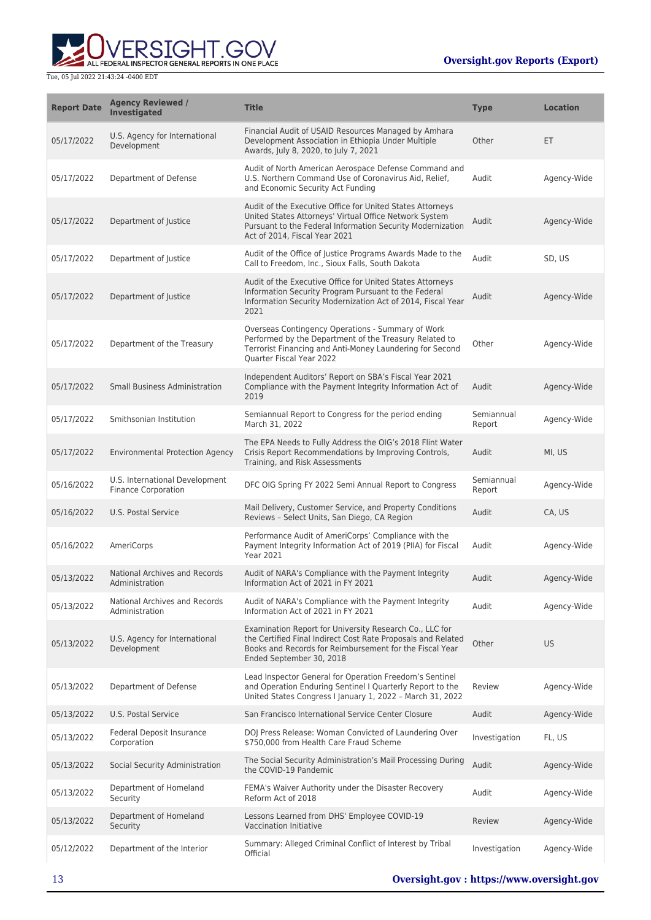| Report Date | Agency Reviewed / Investigated | Title | Type | Location |
| --- | --- | --- | --- | --- |
| 05/17/2022 | U.S. Agency for International Development | Financial Audit of USAID Resources Managed by Amhara Development Association in Ethiopia Under Multiple Awards, July 8, 2020, to July 7, 2021 | Other | ET |
| 05/17/2022 | Department of Defense | Audit of North American Aerospace Defense Command and U.S. Northern Command Use of Coronavirus Aid, Relief, and Economic Security Act Funding | Audit | Agency-Wide |
| 05/17/2022 | Department of Justice | Audit of the Executive Office for United States Attorneys United States Attorneys' Virtual Office Network System Pursuant to the Federal Information Security Modernization Act of 2014, Fiscal Year 2021 | Audit | Agency-Wide |
| 05/17/2022 | Department of Justice | Audit of the Office of Justice Programs Awards Made to the Call to Freedom, Inc., Sioux Falls, South Dakota | Audit | SD, US |
| 05/17/2022 | Department of Justice | Audit of the Executive Office for United States Attorneys Information Security Program Pursuant to the Federal Information Security Modernization Act of 2014, Fiscal Year 2021 | Audit | Agency-Wide |
| 05/17/2022 | Department of the Treasury | Overseas Contingency Operations - Summary of Work Performed by the Department of the Treasury Related to Terrorist Financing and Anti-Money Laundering for Second Quarter Fiscal Year 2022 | Other | Agency-Wide |
| 05/17/2022 | Small Business Administration | Independent Auditors' Report on SBA's Fiscal Year 2021 Compliance with the Payment Integrity Information Act of 2019 | Audit | Agency-Wide |
| 05/17/2022 | Smithsonian Institution | Semiannual Report to Congress for the period ending March 31, 2022 | Semiannual Report | Agency-Wide |
| 05/17/2022 | Environmental Protection Agency | The EPA Needs to Fully Address the OIG's 2018 Flint Water Crisis Report Recommendations by Improving Controls, Training, and Risk Assessments | Audit | MI, US |
| 05/16/2022 | U.S. International Development Finance Corporation | DFC OIG Spring FY 2022 Semi Annual Report to Congress | Semiannual Report | Agency-Wide |
| 05/16/2022 | U.S. Postal Service | Mail Delivery, Customer Service, and Property Conditions Reviews – Select Units, San Diego, CA Region | Audit | CA, US |
| 05/16/2022 | AmeriCorps | Performance Audit of AmeriCorps' Compliance with the Payment Integrity Information Act of 2019 (PIIA) for Fiscal Year 2021 | Audit | Agency-Wide |
| 05/13/2022 | National Archives and Records Administration | Audit of NARA's Compliance with the Payment Integrity Information Act of 2021 in FY 2021 | Audit | Agency-Wide |
| 05/13/2022 | National Archives and Records Administration | Audit of NARA's Compliance with the Payment Integrity Information Act of 2021 in FY 2021 | Audit | Agency-Wide |
| 05/13/2022 | U.S. Agency for International Development | Examination Report for University Research Co., LLC for the Certified Final Indirect Cost Rate Proposals and Related Books and Records for Reimbursement for the Fiscal Year Ended September 30, 2018 | Other | US |
| 05/13/2022 | Department of Defense | Lead Inspector General for Operation Freedom's Sentinel and Operation Enduring Sentinel I Quarterly Report to the United States Congress I January 1, 2022 – March 31, 2022 | Review | Agency-Wide |
| 05/13/2022 | U.S. Postal Service | San Francisco International Service Center Closure | Audit | Agency-Wide |
| 05/13/2022 | Federal Deposit Insurance Corporation | DOJ Press Release: Woman Convicted of Laundering Over $750,000 from Health Care Fraud Scheme | Investigation | FL, US |
| 05/13/2022 | Social Security Administration | The Social Security Administration's Mail Processing During the COVID-19 Pandemic | Audit | Agency-Wide |
| 05/13/2022 | Department of Homeland Security | FEMA's Waiver Authority under the Disaster Recovery Reform Act of 2018 | Audit | Agency-Wide |
| 05/13/2022 | Department of Homeland Security | Lessons Learned from DHS' Employee COVID-19 Vaccination Initiative | Review | Agency-Wide |
| 05/12/2022 | Department of the Interior | Summary: Alleged Criminal Conflict of Interest by Tribal Official | Investigation | Agency-Wide |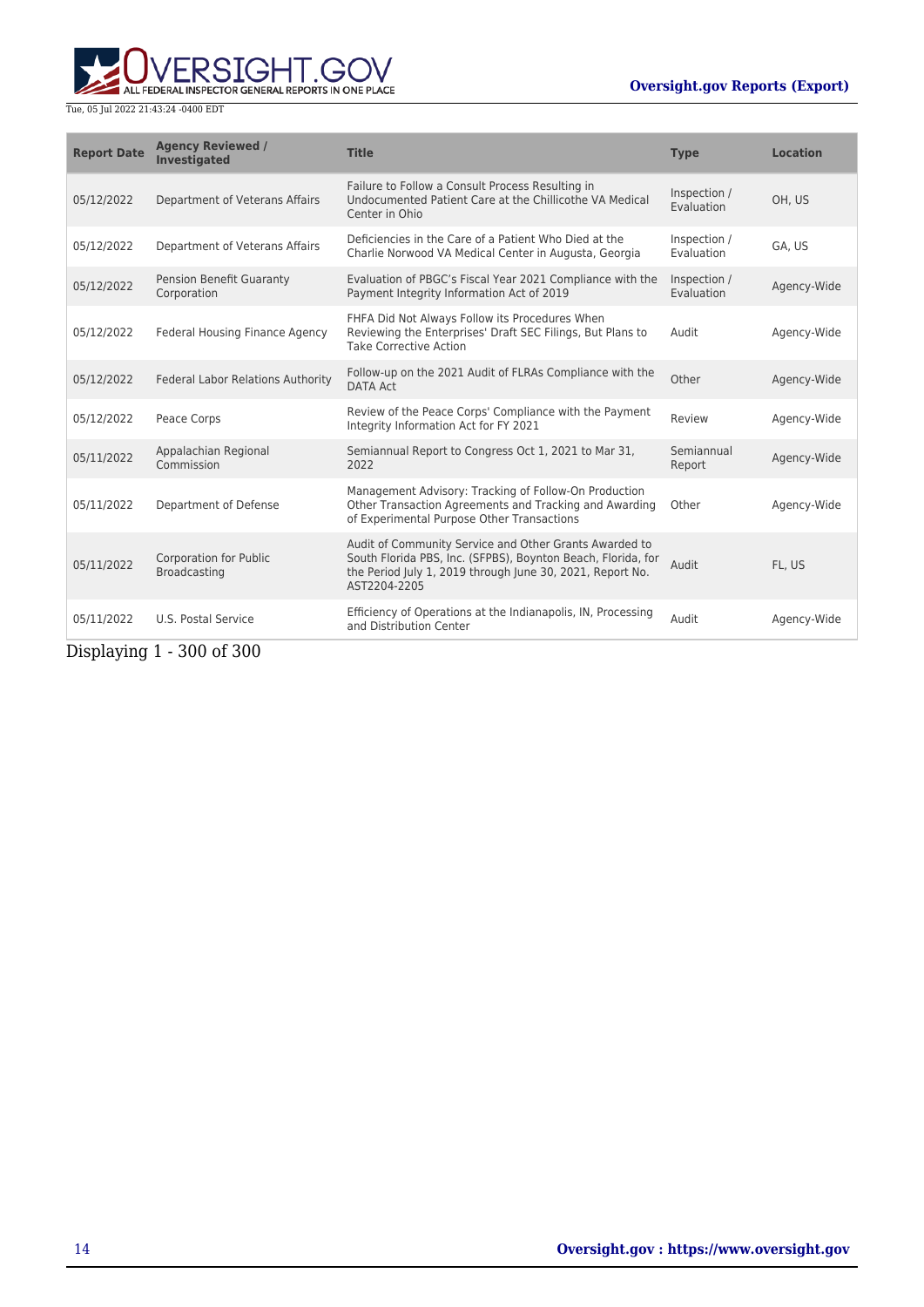| Report Date | Agency Reviewed / Investigated | Title | Type | Location |
| --- | --- | --- | --- | --- |
| 05/12/2022 | Department of Veterans Affairs | Failure to Follow a Consult Process Resulting in Undocumented Patient Care at the Chillicothe VA Medical Center in Ohio | Inspection / Evaluation | OH, US |
| 05/12/2022 | Department of Veterans Affairs | Deficiencies in the Care of a Patient Who Died at the Charlie Norwood VA Medical Center in Augusta, Georgia | Inspection / Evaluation | GA, US |
| 05/12/2022 | Pension Benefit Guaranty Corporation | Evaluation of PBGC's Fiscal Year 2021 Compliance with the Payment Integrity Information Act of 2019 | Inspection / Evaluation | Agency-Wide |
| 05/12/2022 | Federal Housing Finance Agency | FHFA Did Not Always Follow its Procedures When Reviewing the Enterprises' Draft SEC Filings, But Plans to Take Corrective Action | Audit | Agency-Wide |
| 05/12/2022 | Federal Labor Relations Authority | Follow-up on the 2021 Audit of FLRAs Compliance with the DATA Act | Other | Agency-Wide |
| 05/12/2022 | Peace Corps | Review of the Peace Corps' Compliance with the Payment Integrity Information Act for FY 2021 | Review | Agency-Wide |
| 05/11/2022 | Appalachian Regional Commission | Semiannual Report to Congress Oct 1, 2021 to Mar 31, 2022 | Semiannual Report | Agency-Wide |
| 05/11/2022 | Department of Defense | Management Advisory: Tracking of Follow-On Production Other Transaction Agreements and Tracking and Awarding of Experimental Purpose Other Transactions | Other | Agency-Wide |
| 05/11/2022 | Corporation for Public Broadcasting | Audit of Community Service and Other Grants Awarded to South Florida PBS, Inc. (SFPBS), Boynton Beach, Florida, for the Period July 1, 2019 through June 30, 2021, Report No. AST2204-2205 | Audit | FL, US |
| 05/11/2022 | U.S. Postal Service | Efficiency of Operations at the Indianapolis, IN, Processing and Distribution Center | Audit | Agency-Wide |

Displaying 1 - 300 of 300